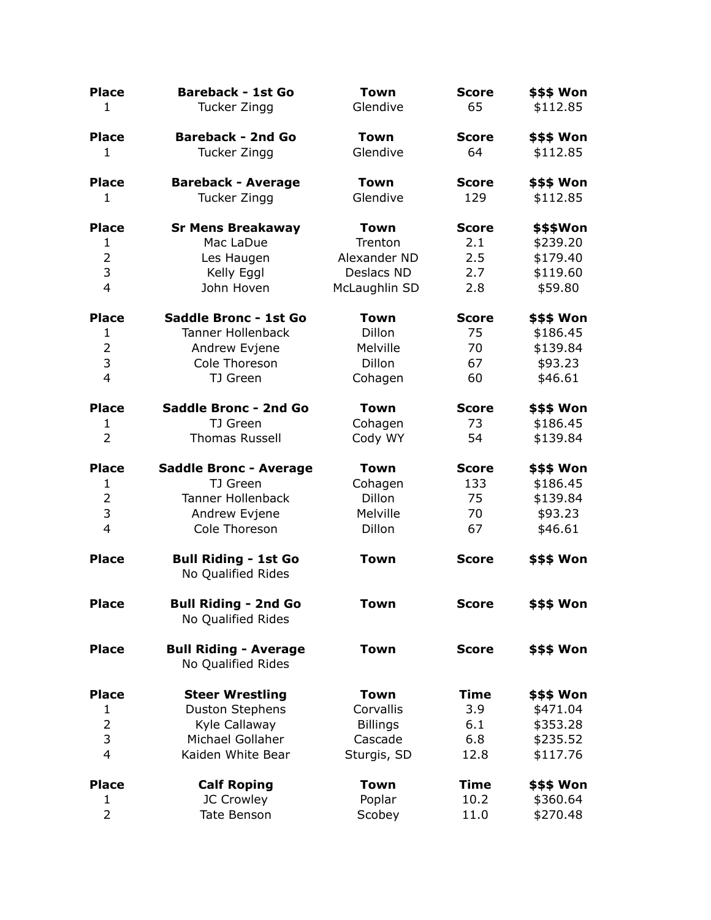| Place | Bareback - 1st Go | Town | Score | $$$ Won |
|---|---|---|---|---|
| 1 | Tucker Zingg | Glendive | 65 | $112.85 |

| Place | Bareback - 2nd Go | Town | Score | $$$ Won |
|---|---|---|---|---|
| 1 | Tucker Zingg | Glendive | 64 | $112.85 |

| Place | Bareback - Average | Town | Score | $$$ Won |
|---|---|---|---|---|
| 1 | Tucker Zingg | Glendive | 129 | $112.85 |

| Place | Sr Mens Breakaway | Town | Score | $$$Won |
|---|---|---|---|---|
| 1 | Mac LaDue | Trenton | 2.1 | $239.20 |
| 2 | Les Haugen | Alexander ND | 2.5 | $179.40 |
| 3 | Kelly Eggl | Deslacs ND | 2.7 | $119.60 |
| 4 | John Hoven | McLaughlin SD | 2.8 | $59.80 |

| Place | Saddle Bronc - 1st Go | Town | Score | $$$ Won |
|---|---|---|---|---|
| 1 | Tanner Hollenback | Dillon | 75 | $186.45 |
| 2 | Andrew Evjene | Melville | 70 | $139.84 |
| 3 | Cole Thoreson | Dillon | 67 | $93.23 |
| 4 | TJ Green | Cohagen | 60 | $46.61 |

| Place | Saddle Bronc - 2nd Go | Town | Score | $$$ Won |
|---|---|---|---|---|
| 1 | TJ Green | Cohagen | 73 | $186.45 |
| 2 | Thomas Russell | Cody WY | 54 | $139.84 |

| Place | Saddle Bronc - Average | Town | Score | $$$ Won |
|---|---|---|---|---|
| 1 | TJ Green | Cohagen | 133 | $186.45 |
| 2 | Tanner Hollenback | Dillon | 75 | $139.84 |
| 3 | Andrew Evjene | Melville | 70 | $93.23 |
| 4 | Cole Thoreson | Dillon | 67 | $46.61 |

| Place | Bull Riding - 1st Go | Town | Score | $$$ Won |
|---|---|---|---|---|
| | No Qualified Rides | | | |

| Place | Bull Riding - 2nd Go | Town | Score | $$$ Won |
|---|---|---|---|---|
| | No Qualified Rides | | | |

| Place | Bull Riding - Average | Town | Score | $$$ Won |
|---|---|---|---|---|
| | No Qualified Rides | | | |

| Place | Steer Wrestling | Town | Time | $$$ Won |
|---|---|---|---|---|
| 1 | Duston Stephens | Corvallis | 3.9 | $471.04 |
| 2 | Kyle Callaway | Billings | 6.1 | $353.28 |
| 3 | Michael Gollaher | Cascade | 6.8 | $235.52 |
| 4 | Kaiden White Bear | Sturgis, SD | 12.8 | $117.76 |

| Place | Calf Roping | Town | Time | $$$ Won |
|---|---|---|---|---|
| 1 | JC Crowley | Poplar | 10.2 | $360.64 |
| 2 | Tate Benson | Scobey | 11.0 | $270.48 |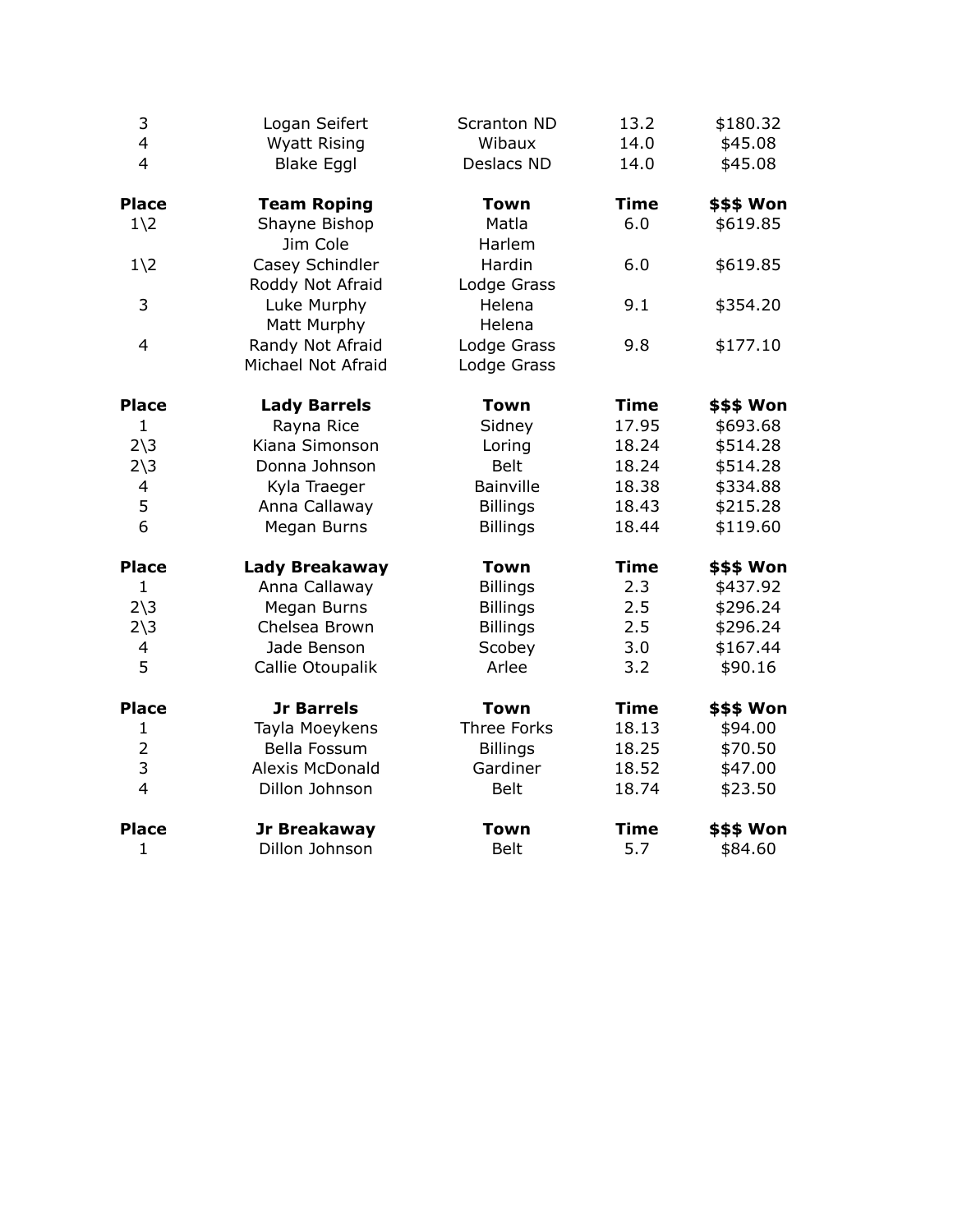| | | | | |
|---|---|---|---|---|
| 3 | Logan Seifert | Scranton ND | 13.2 | $180.32 |
| 4 | Wyatt Rising | Wibaux | 14.0 | $45.08 |
| 4 | Blake Eggl | Deslacs ND | 14.0 | $45.08 |

| **Place** | **Team Roping** | **Town** | **Time** | **$$$ Won** |
|---|---|---|---|---|
| 1\2 | Shayne Bishop | Matla | 6.0 | $619.85 |
| | Jim Cole | Harlem | | |
| 1\2 | Casey Schindler | Hardin | 6.0 | $619.85 |
| | Roddy Not Afraid | Lodge Grass | | |
| 3 | Luke Murphy | Helena | 9.1 | $354.20 |
| | Matt Murphy | Helena | | |
| 4 | Randy Not Afraid | Lodge Grass | 9.8 | $177.10 |
| | Michael Not Afraid | Lodge Grass | | |

| **Place** | **Lady Barrels** | **Town** | **Time** | **$$$ Won** |
|---|---|---|---|---|
| 1 | Rayna Rice | Sidney | 17.95 | $693.68 |
| 2\3 | Kiana Simonson | Loring | 18.24 | $514.28 |
| 2\3 | Donna Johnson | Belt | 18.24 | $514.28 |
| 4 | Kyla Traeger | Bainville | 18.38 | $334.88 |
| 5 | Anna Callaway | Billings | 18.43 | $215.28 |
| 6 | Megan Burns | Billings | 18.44 | $119.60 |

| **Place** | **Lady Breakaway** | **Town** | **Time** | **$$$ Won** |
|---|---|---|---|---|
| 1 | Anna Callaway | Billings | 2.3 | $437.92 |
| 2\3 | Megan Burns | Billings | 2.5 | $296.24 |
| 2\3 | Chelsea Brown | Billings | 2.5 | $296.24 |
| 4 | Jade Benson | Scobey | 3.0 | $167.44 |
| 5 | Callie Otoupalik | Arlee | 3.2 | $90.16 |

| **Place** | **Jr Barrels** | **Town** | **Time** | **$$$ Won** |
|---|---|---|---|---|
| 1 | Tayla Moeykens | Three Forks | 18.13 | $94.00 |
| 2 | Bella Fossum | Billings | 18.25 | $70.50 |
| 3 | Alexis McDonald | Gardiner | 18.52 | $47.00 |
| 4 | Dillon Johnson | Belt | 18.74 | $23.50 |

| **Place** | **Jr Breakaway** | **Town** | **Time** | **$$$ Won** |
|---|---|---|---|---|
| 1 | Dillon Johnson | Belt | 5.7 | $84.60 |